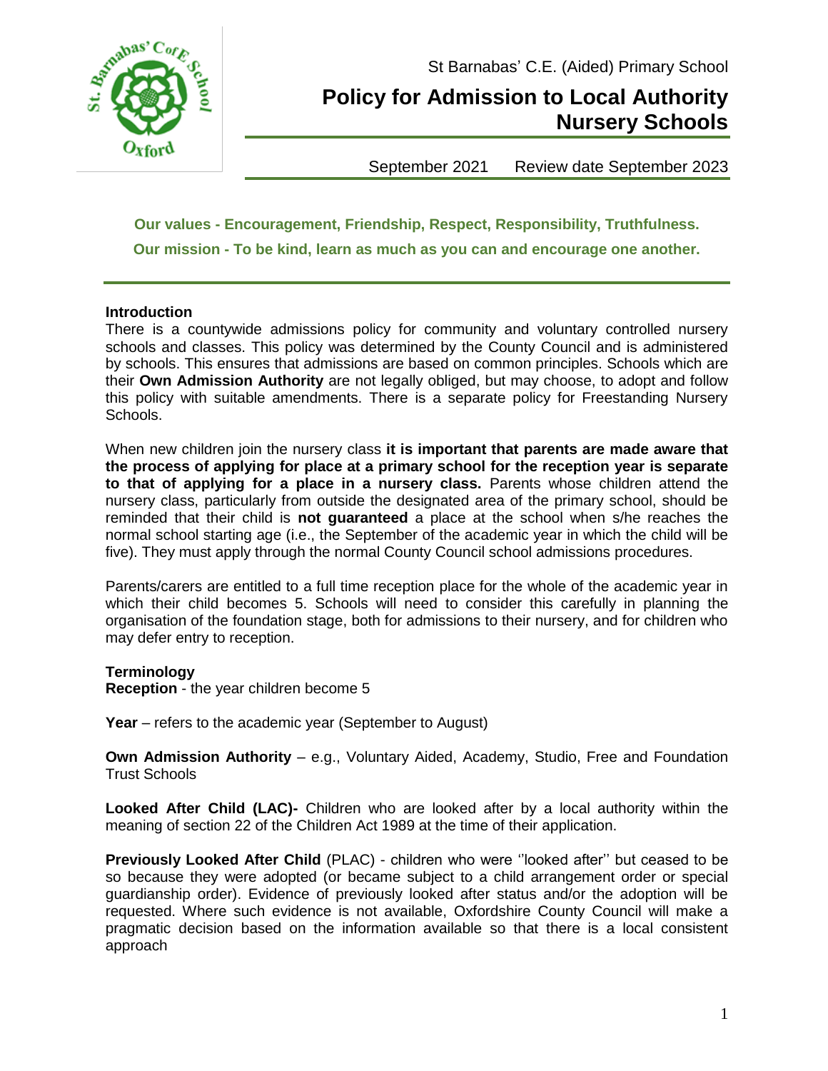St Barnabas' C.E. (Aided) Primary School

# Policy for Admission to Local Authority Nursery Schools

September 2021 Review date September 2023

**Our values - Encouragement, Friendship, Respect, Responsibility, Truthfulness.**

**Our mission - To be kind, learn as much as you can and encourage one another.**

## Introduction

There is a countywide admissions policy for community and voluntary controlled nursery schools and classes. This policy was determined by the County Council and is administered by schools. This ensures that admissions are based on common principles. Schools which are their **Own Admission Authority** are not legally obliged, but may choose, to adopt and follow this policy with suitable amendments. There is a separate policy for Freestanding Nursery Schools.

When new children join the nursery class **it is important that parents are made aware that the process of applying for place at a primary school for the reception year is separate to that of applying for a place in a nursery class.** Parents whose children attend the nursery class, particularly from outside the designated area of the primary school, should be reminded that their child is **not guaranteed** a place at the school when s/he reaches the normal school starting age (i.e., the September of the academic year in which the child will be five). They must apply through the normal County Council school admissions procedures.

Parents/carers are entitled to a full time reception place for the whole of the academic year in which their child becomes 5. Schools will need to consider this carefully in planning the organisation of the foundation stage, both for admissions to their nursery, and for children who may defer entry to reception.

## Terminology

**Reception** - the year children become 5

**Year** – refers to the academic year (September to August)

**Own Admission Authority** – e.g., Voluntary Aided, Academy, Studio, Free and Foundation Trust Schools

**Looked After Child (LAC)-** Children who are looked after by a local authority within the meaning of section 22 of the Children Act 1989 at the time of their application.

**Previously Looked After Child** (PLAC) - children who were ''looked after'' but ceased to be so because they were adopted (or became subject to a child arrangement order or special guardianship order). Evidence of previously looked after status and/or the adoption will be requested. Where such evidence is not available, Oxfordshire County Council will make a pragmatic decision based on the information available so that there is a local consistent approach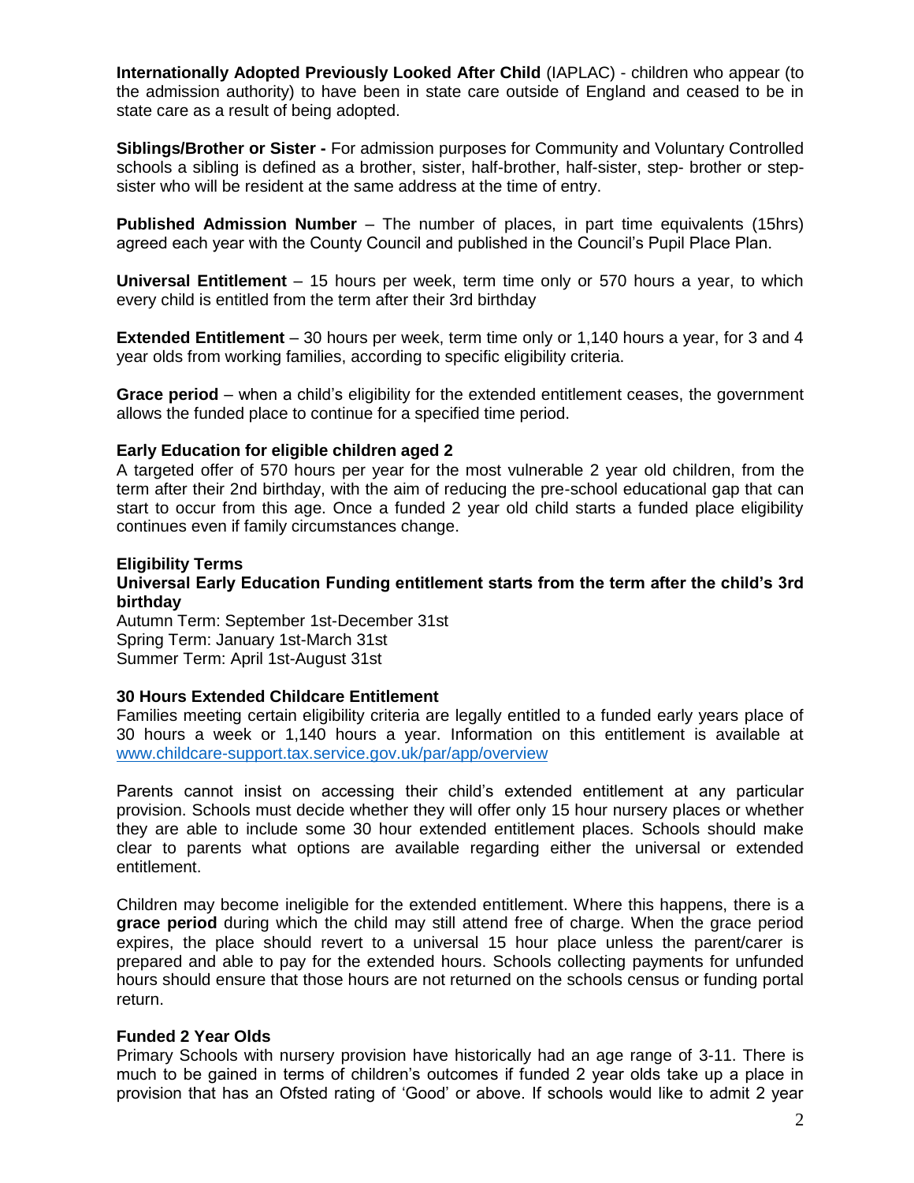**Internationally Adopted Previously Looked After Child** (IAPLAC) - children who appear (to the admission authority) to have been in state care outside of England and ceased to be in state care as a result of being adopted.

**Siblings/Brother or Sister -** For admission purposes for Community and Voluntary Controlled schools a sibling is defined as a brother, sister, half-brother, half-sister, step- brother or step-sister who will be resident at the same address at the time of entry.

**Published Admission Number** – The number of places, in part time equivalents (15hrs) agreed each year with the County Council and published in the Council's Pupil Place Plan.

**Universal Entitlement** – 15 hours per week, term time only or 570 hours a year, to which every child is entitled from the term after their 3rd birthday

**Extended Entitlement** – 30 hours per week, term time only or 1,140 hours a year, for 3 and 4 year olds from working families, according to specific eligibility criteria.

**Grace period** – when a child's eligibility for the extended entitlement ceases, the government allows the funded place to continue for a specified time period.

**Early Education for eligible children aged 2**

A targeted offer of 570 hours per year for the most vulnerable 2 year old children, from the term after their 2nd birthday, with the aim of reducing the pre-school educational gap that can start to occur from this age. Once a funded 2 year old child starts a funded place eligibility continues even if family circumstances change.

**Eligibility Terms**

**Universal Early Education Funding entitlement starts from the term after the child's 3rd birthday**

Autumn Term: September 1st-December 31st
Spring Term: January 1st-March 31st
Summer Term: April 1st-August 31st

**30 Hours Extended Childcare Entitlement**

Families meeting certain eligibility criteria are legally entitled to a funded early years place of 30 hours a week or 1,140 hours a year. Information on this entitlement is available at [www.childcare-support.tax.service.gov.uk/par/app/overview](http://www.childcare-support.tax.service.gov.uk/par/app/overview)

Parents cannot insist on accessing their child's extended entitlement at any particular provision. Schools must decide whether they will offer only 15 hour nursery places or whether they are able to include some 30 hour extended entitlement places. Schools should make clear to parents what options are available regarding either the universal or extended entitlement.

Children may become ineligible for the extended entitlement. Where this happens, there is a **grace period** during which the child may still attend free of charge. When the grace period expires, the place should revert to a universal 15 hour place unless the parent/carer is prepared and able to pay for the extended hours. Schools collecting payments for unfunded hours should ensure that those hours are not returned on the schools census or funding portal return.

**Funded 2 Year Olds**

Primary Schools with nursery provision have historically had an age range of 3-11. There is much to be gained in terms of children's outcomes if funded 2 year olds take up a place in provision that has an Ofsted rating of 'Good' or above. If schools would like to admit 2 year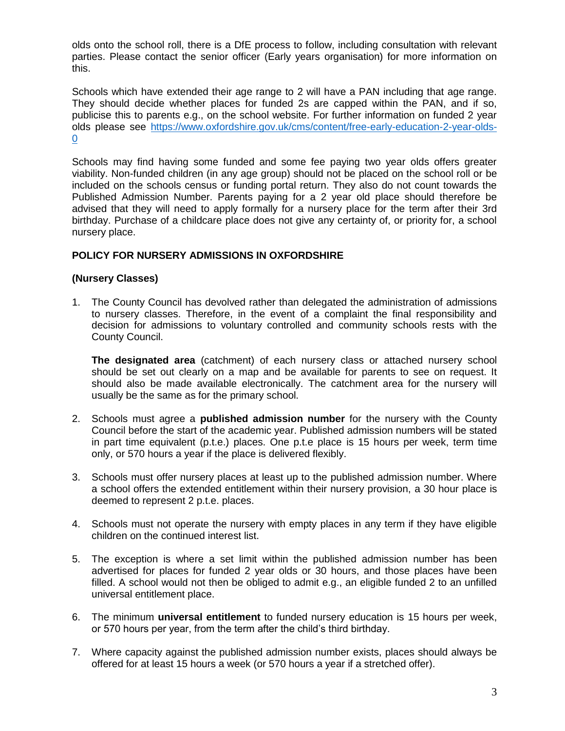olds onto the school roll, there is a DfE process to follow, including consultation with relevant parties. Please contact the senior officer (Early years organisation) for more information on this.

Schools which have extended their age range to 2 will have a PAN including that age range. They should decide whether places for funded 2s are capped within the PAN, and if so, publicise this to parents e.g., on the school website. For further information on funded 2 year olds please see [https://www.oxfordshire.gov.uk/cms/content/free-early-education-2-year-olds-0](https://www.oxfordshire.gov.uk/cms/content/free-early-education-2-year-olds-0)

Schools may find having some funded and some fee paying two year olds offers greater viability. Non-funded children (in any age group) should not be placed on the school roll or be included on the schools census or funding portal return. They also do not count towards the Published Admission Number. Parents paying for a 2 year old place should therefore be advised that they will need to apply formally for a nursery place for the term after their 3rd birthday. Purchase of a childcare place does not give any certainty of, or priority for, a school nursery place.

## POLICY FOR NURSERY ADMISSIONS IN OXFORDSHIRE

### (Nursery Classes)

1. The County Council has devolved rather than delegated the administration of admissions to nursery classes. Therefore, in the event of a complaint the final responsibility and decision for admissions to voluntary controlled and community schools rests with the County Council.

   **The designated area** (catchment) of each nursery class or attached nursery school should be set out clearly on a map and be available for parents to see on request. It should also be made available electronically. The catchment area for the nursery will usually be the same as for the primary school.

2. Schools must agree a **published admission number** for the nursery with the County Council before the start of the academic year. Published admission numbers will be stated in part time equivalent (p.t.e.) places. One p.t.e place is 15 hours per week, term time only, or 570 hours a year if the place is delivered flexibly.

3. Schools must offer nursery places at least up to the published admission number. Where a school offers the extended entitlement within their nursery provision, a 30 hour place is deemed to represent 2 p.t.e. places.

4. Schools must not operate the nursery with empty places in any term if they have eligible children on the continued interest list.

5. The exception is where a set limit within the published admission number has been advertised for places for funded 2 year olds or 30 hours, and those places have been filled. A school would not then be obliged to admit e.g., an eligible funded 2 to an unfilled universal entitlement place.

6. The minimum **universal entitlement** to funded nursery education is 15 hours per week, or 570 hours per year, from the term after the child's third birthday.

7. Where capacity against the published admission number exists, places should always be offered for at least 15 hours a week (or 570 hours a year if a stretched offer).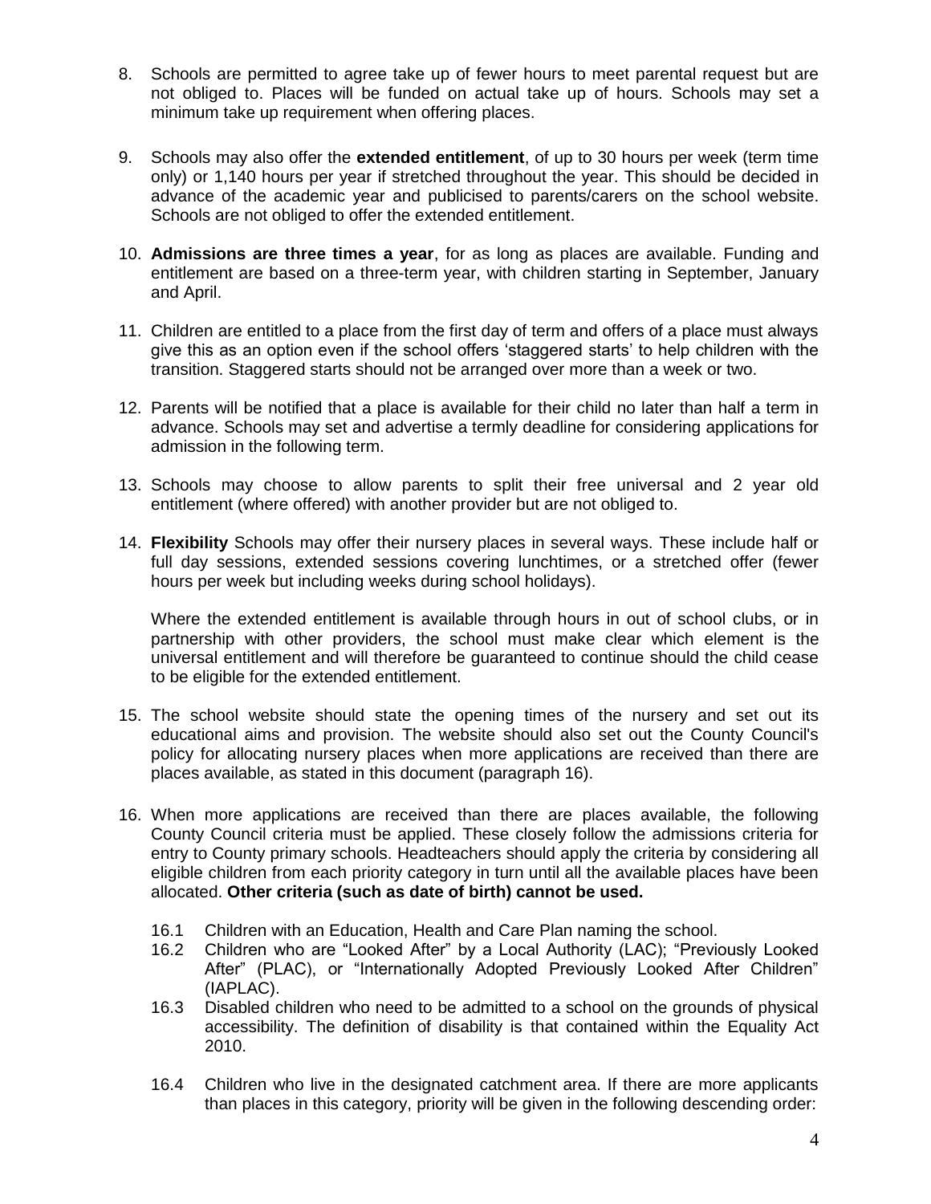8. Schools are permitted to agree take up of fewer hours to meet parental request but are not obliged to. Places will be funded on actual take up of hours. Schools may set a minimum take up requirement when offering places.

9. Schools may also offer the **extended entitlement**, of up to 30 hours per week (term time only) or 1,140 hours per year if stretched throughout the year. This should be decided in advance of the academic year and publicised to parents/carers on the school website. Schools are not obliged to offer the extended entitlement.

10. **Admissions are three times a year**, for as long as places are available. Funding and entitlement are based on a three-term year, with children starting in September, January and April.

11. Children are entitled to a place from the first day of term and offers of a place must always give this as an option even if the school offers 'staggered starts' to help children with the transition. Staggered starts should not be arranged over more than a week or two.

12. Parents will be notified that a place is available for their child no later than half a term in advance. Schools may set and advertise a termly deadline for considering applications for admission in the following term.

13. Schools may choose to allow parents to split their free universal and 2 year old entitlement (where offered) with another provider but are not obliged to.

14. **Flexibility** Schools may offer their nursery places in several ways. These include half or full day sessions, extended sessions covering lunchtimes, or a stretched offer (fewer hours per week but including weeks during school holidays).

    Where the extended entitlement is available through hours in out of school clubs, or in partnership with other providers, the school must make clear which element is the universal entitlement and will therefore be guaranteed to continue should the child cease to be eligible for the extended entitlement.

15. The school website should state the opening times of the nursery and set out its educational aims and provision. The website should also set out the County Council's policy for allocating nursery places when more applications are received than there are places available, as stated in this document (paragraph 16).

16. When more applications are received than there are places available, the following County Council criteria must be applied. These closely follow the admissions criteria for entry to County primary schools. Headteachers should apply the criteria by considering all eligible children from each priority category in turn until all the available places have been allocated. **Other criteria (such as date of birth) cannot be used.**

    16.1 Children with an Education, Health and Care Plan naming the school.

    16.2 Children who are "Looked After" by a Local Authority (LAC); "Previously Looked After" (PLAC), or "Internationally Adopted Previously Looked After Children" (IAPLAC).

    16.3 Disabled children who need to be admitted to a school on the grounds of physical accessibility. The definition of disability is that contained within the Equality Act 2010.

    16.4 Children who live in the designated catchment area. If there are more applicants than places in this category, priority will be given in the following descending order: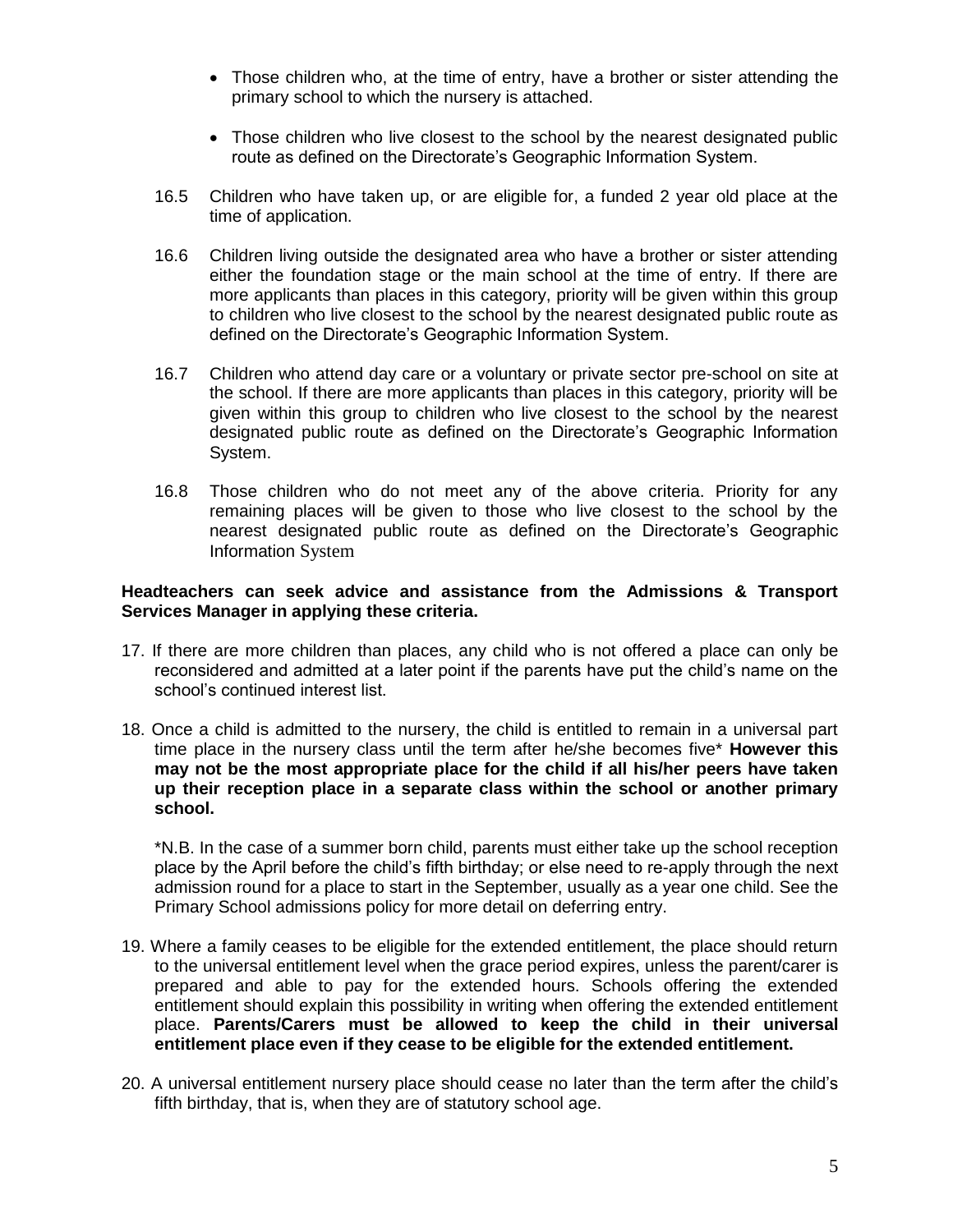- Those children who, at the time of entry, have a brother or sister attending the primary school to which the nursery is attached.

- Those children who live closest to the school by the nearest designated public route as defined on the Directorate's Geographic Information System.

16.5 Children who have taken up, or are eligible for, a funded 2 year old place at the time of application.

16.6 Children living outside the designated area who have a brother or sister attending either the foundation stage or the main school at the time of entry. If there are more applicants than places in this category, priority will be given within this group to children who live closest to the school by the nearest designated public route as defined on the Directorate's Geographic Information System.

16.7 Children who attend day care or a voluntary or private sector pre-school on site at the school. If there are more applicants than places in this category, priority will be given within this group to children who live closest to the school by the nearest designated public route as defined on the Directorate's Geographic Information System.

16.8 Those children who do not meet any of the above criteria. Priority for any remaining places will be given to those who live closest to the school by the nearest designated public route as defined on the Directorate's Geographic Information System

**Headteachers can seek advice and assistance from the Admissions & Transport Services Manager in applying these criteria.**

17. If there are more children than places, any child who is not offered a place can only be reconsidered and admitted at a later point if the parents have put the child's name on the school's continued interest list.

18. Once a child is admitted to the nursery, the child is entitled to remain in a universal part time place in the nursery class until the term after he/she becomes five* **However this may not be the most appropriate place for the child if all his/her peers have taken up their reception place in a separate class within the school or another primary school.**

    *N.B. In the case of a summer born child, parents must either take up the school reception place by the April before the child's fifth birthday; or else need to re-apply through the next admission round for a place to start in the September, usually as a year one child. See the Primary School admissions policy for more detail on deferring entry.

19. Where a family ceases to be eligible for the extended entitlement, the place should return to the universal entitlement level when the grace period expires, unless the parent/carer is prepared and able to pay for the extended hours. Schools offering the extended entitlement should explain this possibility in writing when offering the extended entitlement place. **Parents/Carers must be allowed to keep the child in their universal entitlement place even if they cease to be eligible for the extended entitlement.**

20. A universal entitlement nursery place should cease no later than the term after the child's fifth birthday, that is, when they are of statutory school age.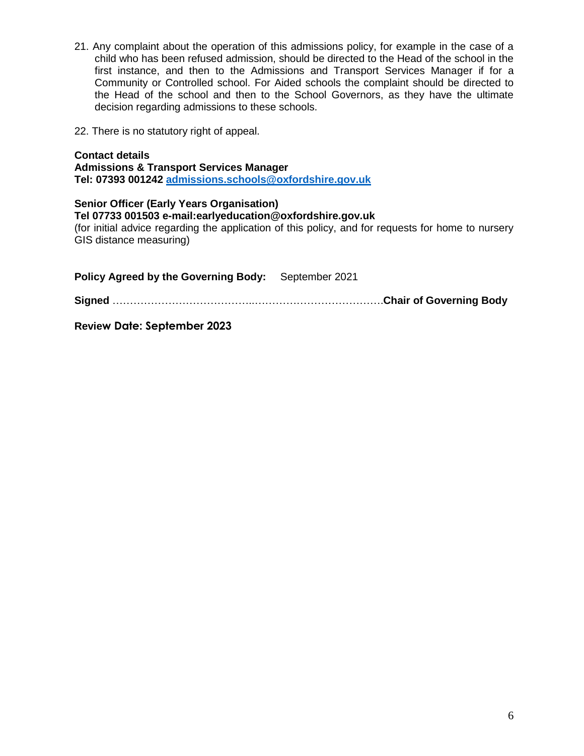21. Any complaint about the operation of this admissions policy, for example in the case of a child who has been refused admission, should be directed to the Head of the school in the first instance, and then to the Admissions and Transport Services Manager if for a Community or Controlled school. For Aided schools the complaint should be directed to the Head of the school and then to the School Governors, as they have the ultimate decision regarding admissions to these schools.

22. There is no statutory right of appeal.

**Contact details**
**Admissions & Transport Services Manager**
**Tel: 07393 001242 admissions.schools@oxfordshire.gov.uk**

**Senior Officer (Early Years Organisation)**
**Tel 07733 001503 e-mail:earlyeducation@oxfordshire.gov.uk**
(for initial advice regarding the application of this policy, and for requests for home to nursery GIS distance measuring)

**Policy Agreed by the Governing Body:** September 2021

**Signed** ……………………………….………………………………**Chair of Governing Body**

**Review Date: September 2023**